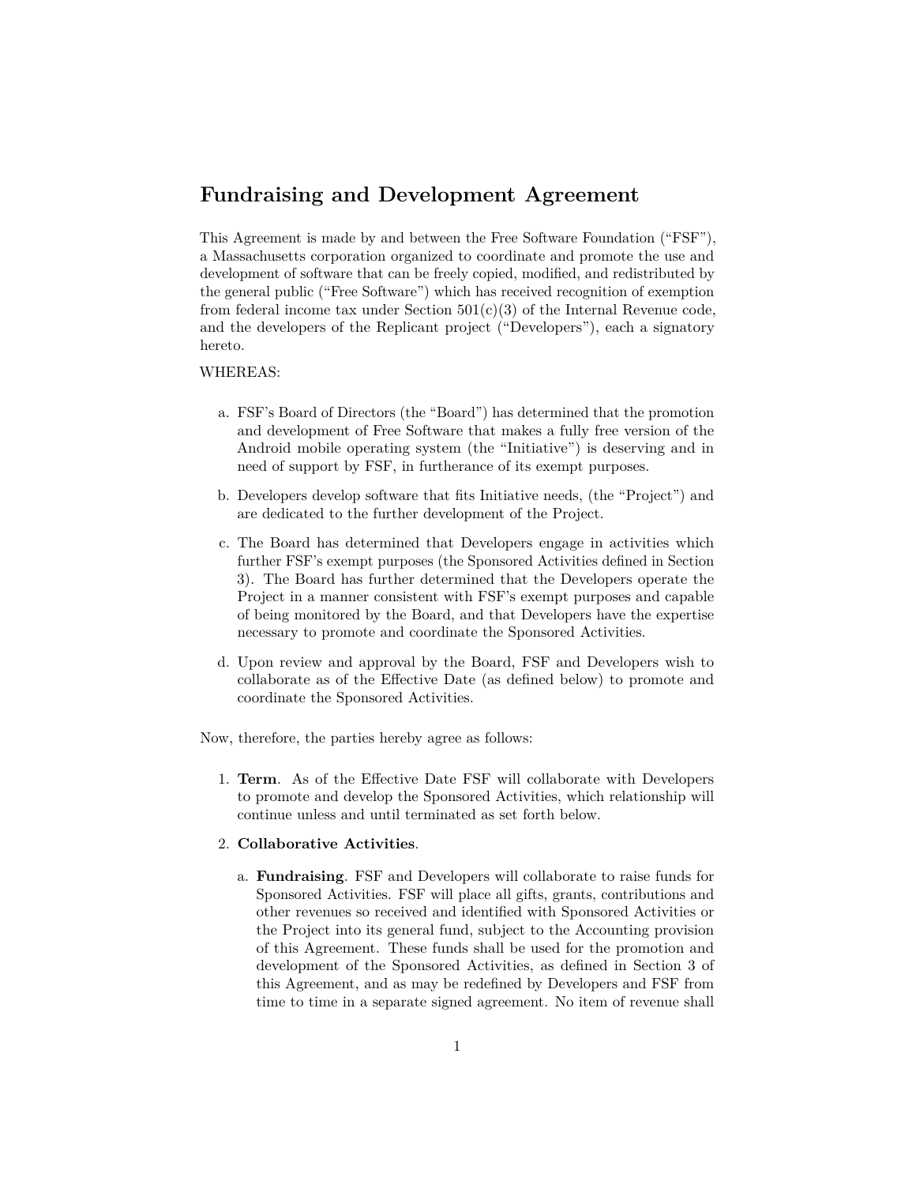## Fundraising and Development Agreement

This Agreement is made by and between the Free Software Foundation ("FSF"), a Massachusetts corporation organized to coordinate and promote the use and development of software that can be freely copied, modified, and redistributed by the general public ("Free Software") which has received recognition of exemption from federal income tax under Section 501(c)(3) of the Internal Revenue code, and the developers of the Replicant project ("Developers"), each a signatory hereto.

WHEREAS:

a. FSF's Board of Directors (the "Board") has determined that the promotion and development of Free Software that makes a fully free version of the Android mobile operating system (the "Initiative") is deserving and in need of support by FSF, in furtherance of its exempt purposes.

b. Developers develop software that fits Initiative needs, (the "Project") and are dedicated to the further development of the Project.

c. The Board has determined that Developers engage in activities which further FSF's exempt purposes (the Sponsored Activities defined in Section 3). The Board has further determined that the Developers operate the Project in a manner consistent with FSF's exempt purposes and capable of being monitored by the Board, and that Developers have the expertise necessary to promote and coordinate the Sponsored Activities.

d. Upon review and approval by the Board, FSF and Developers wish to collaborate as of the Effective Date (as defined below) to promote and coordinate the Sponsored Activities.

Now, therefore, the parties hereby agree as follows:

1. **Term**. As of the Effective Date FSF will collaborate with Developers to promote and develop the Sponsored Activities, which relationship will continue unless and until terminated as set forth below.

2. **Collaborative Activities**.

   a. **Fundraising**. FSF and Developers will collaborate to raise funds for Sponsored Activities. FSF will place all gifts, grants, contributions and other revenues so received and identified with Sponsored Activities or the Project into its general fund, subject to the Accounting provision of this Agreement. These funds shall be used for the promotion and development of the Sponsored Activities, as defined in Section 3 of this Agreement, and as may be redefined by Developers and FSF from time to time in a separate signed agreement. No item of revenue shall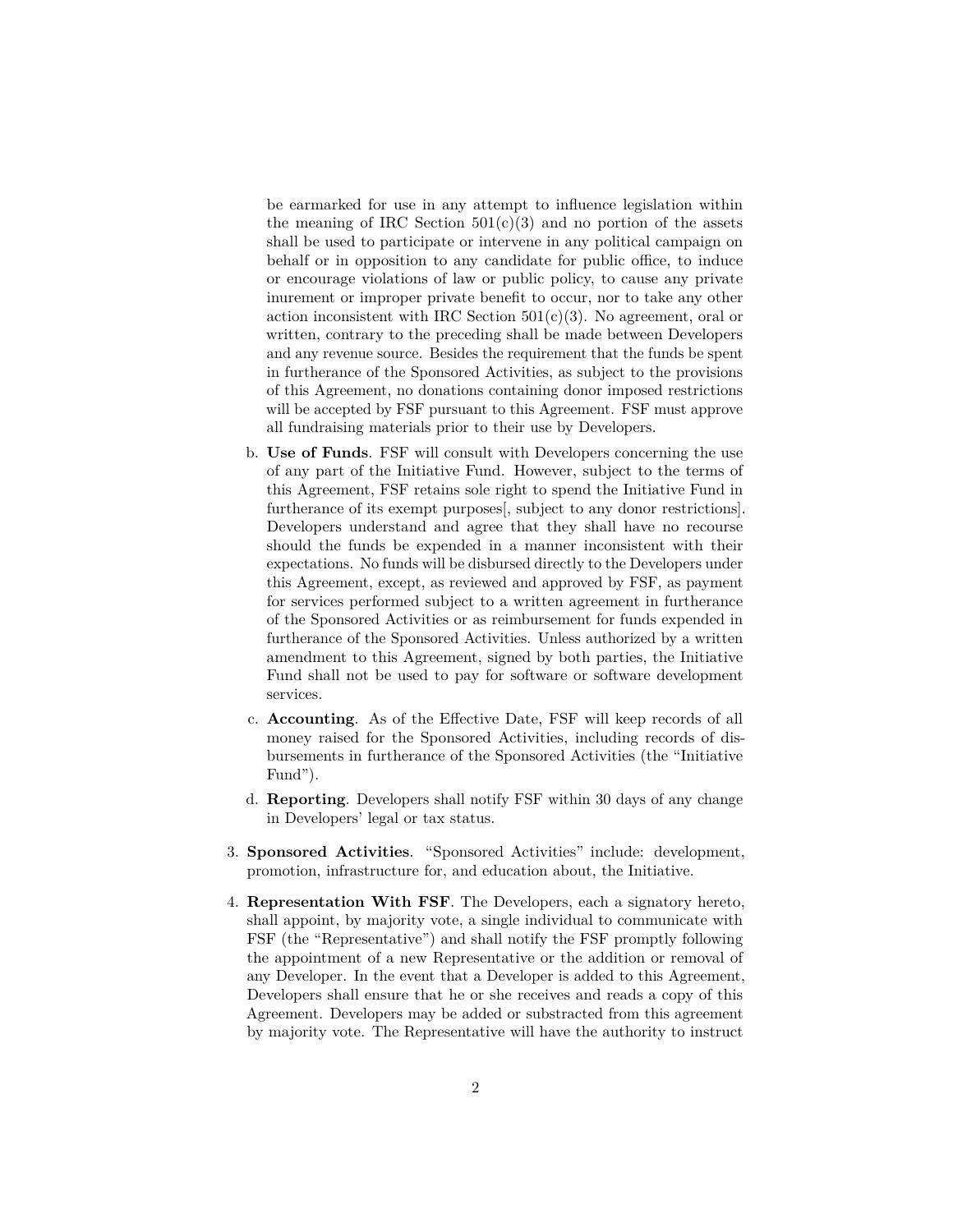be earmarked for use in any attempt to influence legislation within the meaning of IRC Section 501(c)(3) and no portion of the assets shall be used to participate or intervene in any political campaign on behalf or in opposition to any candidate for public office, to induce or encourage violations of law or public policy, to cause any private inurement or improper private benefit to occur, nor to take any other action inconsistent with IRC Section 501(c)(3). No agreement, oral or written, contrary to the preceding shall be made between Developers and any revenue source. Besides the requirement that the funds be spent in furtherance of the Sponsored Activities, as subject to the provisions of this Agreement, no donations containing donor imposed restrictions will be accepted by FSF pursuant to this Agreement. FSF must approve all fundraising materials prior to their use by Developers.

   b. **Use of Funds**. FSF will consult with Developers concerning the use of any part of the Initiative Fund. However, subject to the terms of this Agreement, FSF retains sole right to spend the Initiative Fund in furtherance of its exempt purposes[, subject to any donor restrictions]. Developers understand and agree that they shall have no recourse should the funds be expended in a manner inconsistent with their expectations. No funds will be disbursed directly to the Developers under this Agreement, except, as reviewed and approved by FSF, as payment for services performed subject to a written agreement in furtherance of the Sponsored Activities or as reimbursement for funds expended in furtherance of the Sponsored Activities. Unless authorized by a written amendment to this Agreement, signed by both parties, the Initiative Fund shall not be used to pay for software or software development services.

   c. **Accounting**. As of the Effective Date, FSF will keep records of all money raised for the Sponsored Activities, including records of disbursements in furtherance of the Sponsored Activities (the "Initiative Fund").

   d. **Reporting**. Developers shall notify FSF within 30 days of any change in Developers' legal or tax status.

3. **Sponsored Activities**. "Sponsored Activities" include: development, promotion, infrastructure for, and education about, the Initiative.

4. **Representation With FSF**. The Developers, each a signatory hereto, shall appoint, by majority vote, a single individual to communicate with FSF (the "Representative") and shall notify the FSF promptly following the appointment of a new Representative or the addition or removal of any Developer. In the event that a Developer is added to this Agreement, Developers shall ensure that he or she receives and reads a copy of this Agreement. Developers may be added or substracted from this agreement by majority vote. The Representative will have the authority to instruct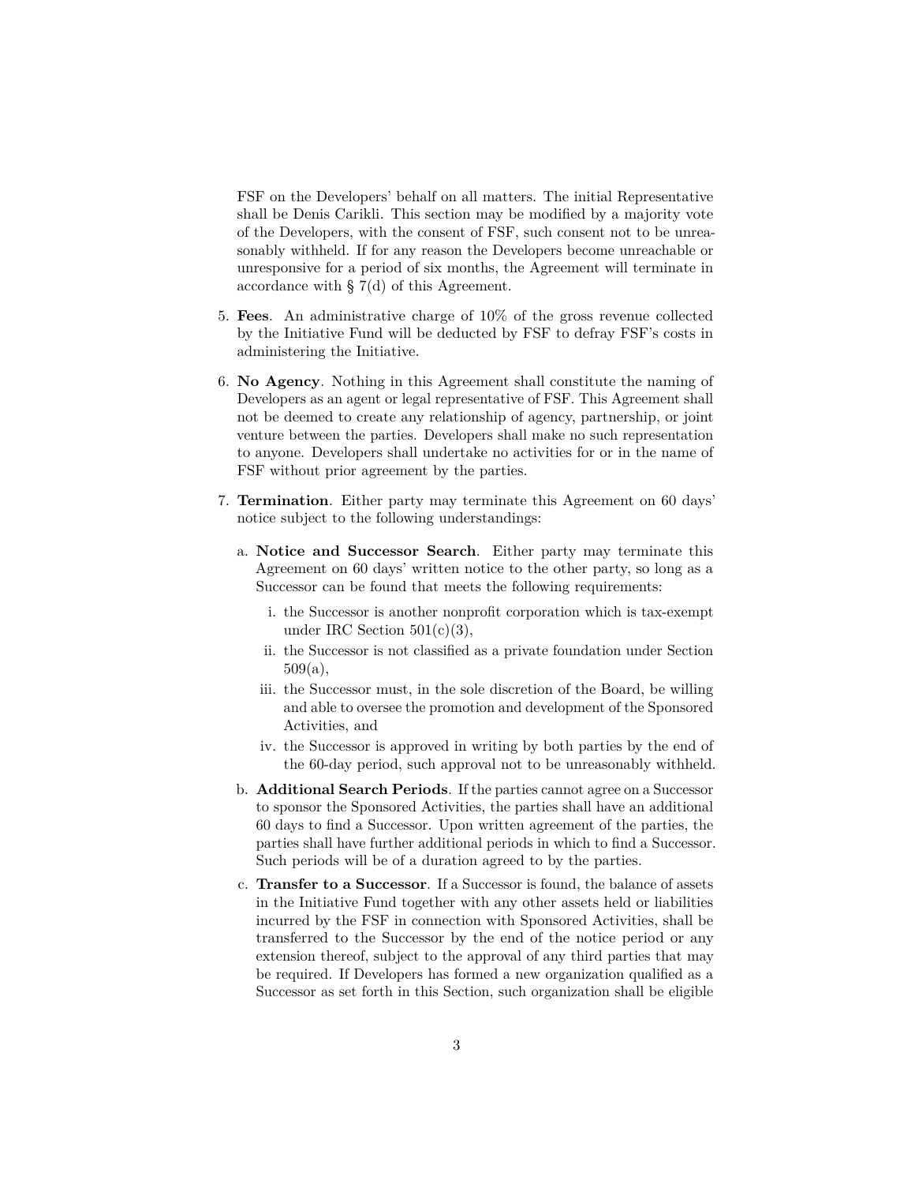FSF on the Developers' behalf on all matters. The initial Representative shall be Denis Carikli. This section may be modified by a majority vote of the Developers, with the consent of FSF, such consent not to be unreasonably withheld. If for any reason the Developers become unreachable or unresponsive for a period of six months, the Agreement will terminate in accordance with § 7(d) of this Agreement.

5. **Fees**. An administrative charge of 10% of the gross revenue collected by the Initiative Fund will be deducted by FSF to defray FSF's costs in administering the Initiative.

6. **No Agency**. Nothing in this Agreement shall constitute the naming of Developers as an agent or legal representative of FSF. This Agreement shall not be deemed to create any relationship of agency, partnership, or joint venture between the parties. Developers shall make no such representation to anyone. Developers shall undertake no activities for or in the name of FSF without prior agreement by the parties.

7. **Termination**. Either party may terminate this Agreement on 60 days' notice subject to the following understandings:

   a. **Notice and Successor Search**. Either party may terminate this Agreement on 60 days' written notice to the other party, so long as a Successor can be found that meets the following requirements:

      i. the Successor is another nonprofit corporation which is tax-exempt under IRC Section 501(c)(3),

      ii. the Successor is not classified as a private foundation under Section 509(a),

      iii. the Successor must, in the sole discretion of the Board, be willing and able to oversee the promotion and development of the Sponsored Activities, and

      iv. the Successor is approved in writing by both parties by the end of the 60-day period, such approval not to be unreasonably withheld.

   b. **Additional Search Periods**. If the parties cannot agree on a Successor to sponsor the Sponsored Activities, the parties shall have an additional 60 days to find a Successor. Upon written agreement of the parties, the parties shall have further additional periods in which to find a Successor. Such periods will be of a duration agreed to by the parties.

   c. **Transfer to a Successor**. If a Successor is found, the balance of assets in the Initiative Fund together with any other assets held or liabilities incurred by the FSF in connection with Sponsored Activities, shall be transferred to the Successor by the end of the notice period or any extension thereof, subject to the approval of any third parties that may be required. If Developers has formed a new organization qualified as a Successor as set forth in this Section, such organization shall be eligible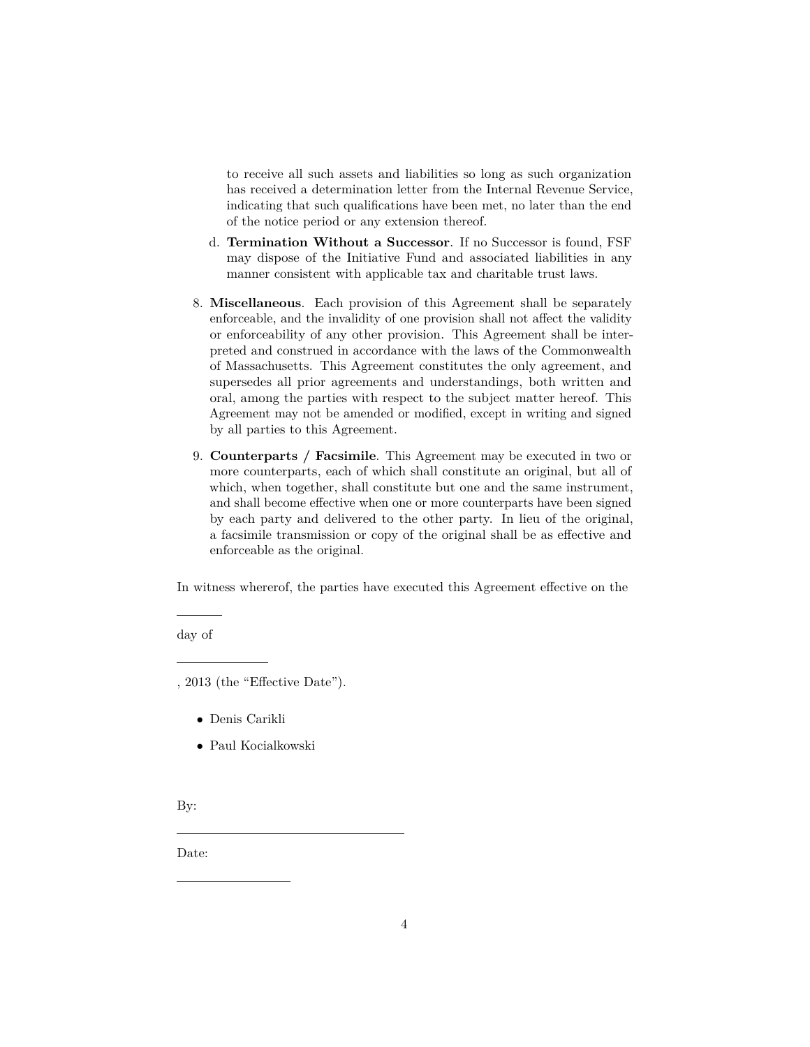to receive all such assets and liabilities so long as such organization has received a determination letter from the Internal Revenue Service, indicating that such qualifications have been met, no later than the end of the notice period or any extension thereof.

d. **Termination Without a Successor**. If no Successor is found, FSF may dispose of the Initiative Fund and associated liabilities in any manner consistent with applicable tax and charitable trust laws.

8. **Miscellaneous**. Each provision of this Agreement shall be separately enforceable, and the invalidity of one provision shall not affect the validity or enforceability of any other provision. This Agreement shall be interpreted and construed in accordance with the laws of the Commonwealth of Massachusetts. This Agreement constitutes the only agreement, and supersedes all prior agreements and understandings, both written and oral, among the parties with respect to the subject matter hereof. This Agreement may not be amended or modified, except in writing and signed by all parties to this Agreement.

9. **Counterparts / Facsimile**. This Agreement may be executed in two or more counterparts, each of which shall constitute an original, but all of which, when together, shall constitute but one and the same instrument, and shall become effective when one or more counterparts have been signed by each party and delivered to the other party. In lieu of the original, a facsimile transmission or copy of the original shall be as effective and enforceable as the original.

In witness whereof, the parties have executed this Agreement effective on the

_______

day of

_____________

, 2013 (the "Effective Date").

- Denis Carikli
- Paul Kocialkowski

By:

_________________________________

Date:

________________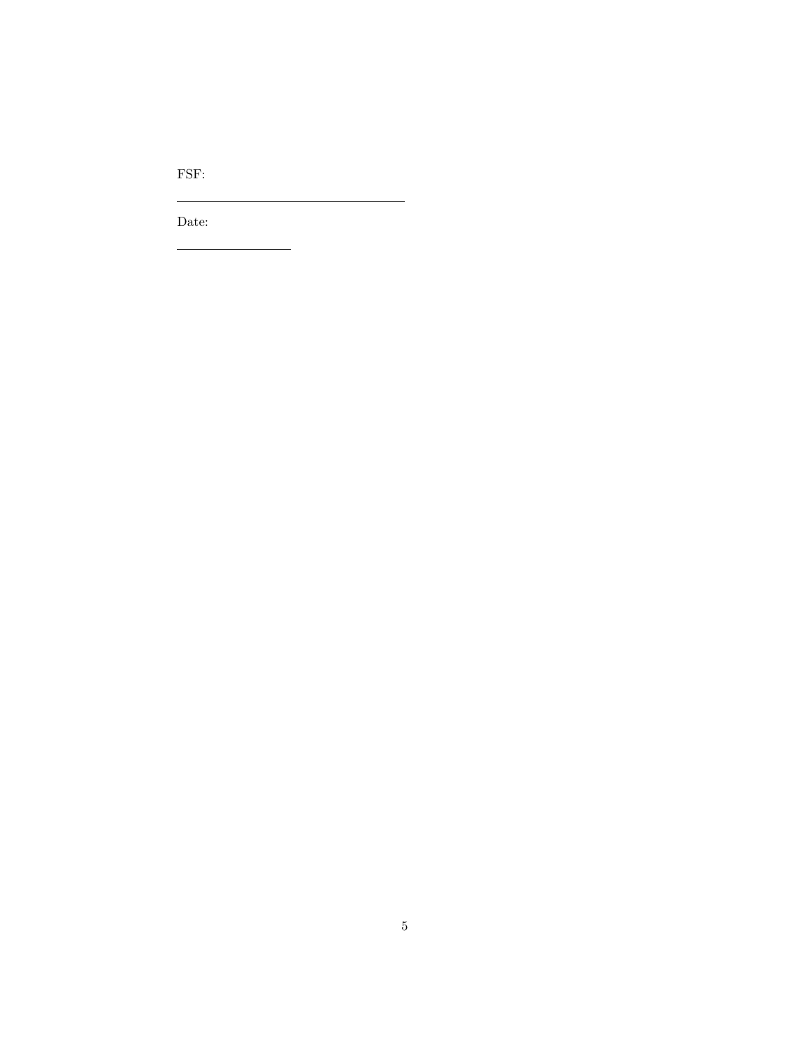FSF:

\_\_\_\_\_\_\_\_\_\_\_\_\_\_\_\_\_\_\_\_\_\_\_\_\_\_\_\_\_\_\_\_

Date:

\_\_\_\_\_\_\_\_\_\_\_\_\_\_\_\_